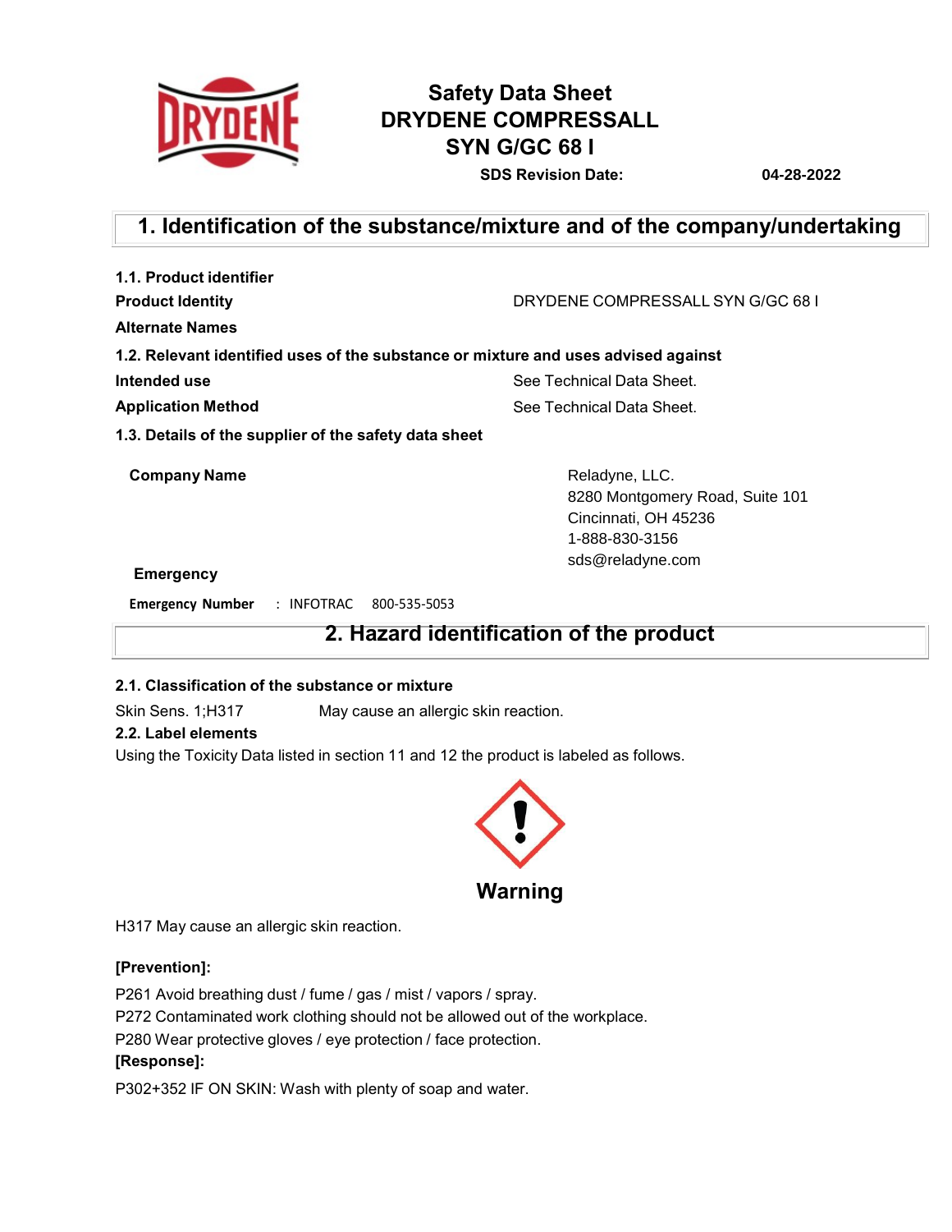# Safety Data Sheet
# DRYDENE COMPRESSALL SYN G/GC 68 I

**SDS Revision Date:** **04-28-2022**

## 1. Identification of the substance/mixture and of the company/undertaking

### 1.1. Product identifier

**Product Identity** DRYDENE COMPRESSALL SYN G/GC 68 I

**Alternate Names**

### 1.2. Relevant identified uses of the substance or mixture and uses advised against

**Intended use** See Technical Data Sheet.

**Application Method** See Technical Data Sheet.

### 1.3. Details of the supplier of the safety data sheet

**Company Name**

Reladyne, LLC.
8280 Montgomery Road, Suite 101
Cincinnati, OH 45236
1-888-830-3156
sds@reladyne.com

**Emergency**

**Emergency Number** : INFOTRAC 800-535-5053

## 2. Hazard identification of the product

### 2.1. Classification of the substance or mixture

Skin Sens. 1;H317 May cause an allergic skin reaction.

### 2.2. Label elements

Using the Toxicity Data listed in section 11 and 12 the product is labeled as follows.

**Warning**

H317 May cause an allergic skin reaction.

**[Prevention]:**

P261 Avoid breathing dust / fume / gas / mist / vapors / spray.
P272 Contaminated work clothing should not be allowed out of the workplace.
P280 Wear protective gloves / eye protection / face protection.

**[Response]:**

P302+352 IF ON SKIN: Wash with plenty of soap and water.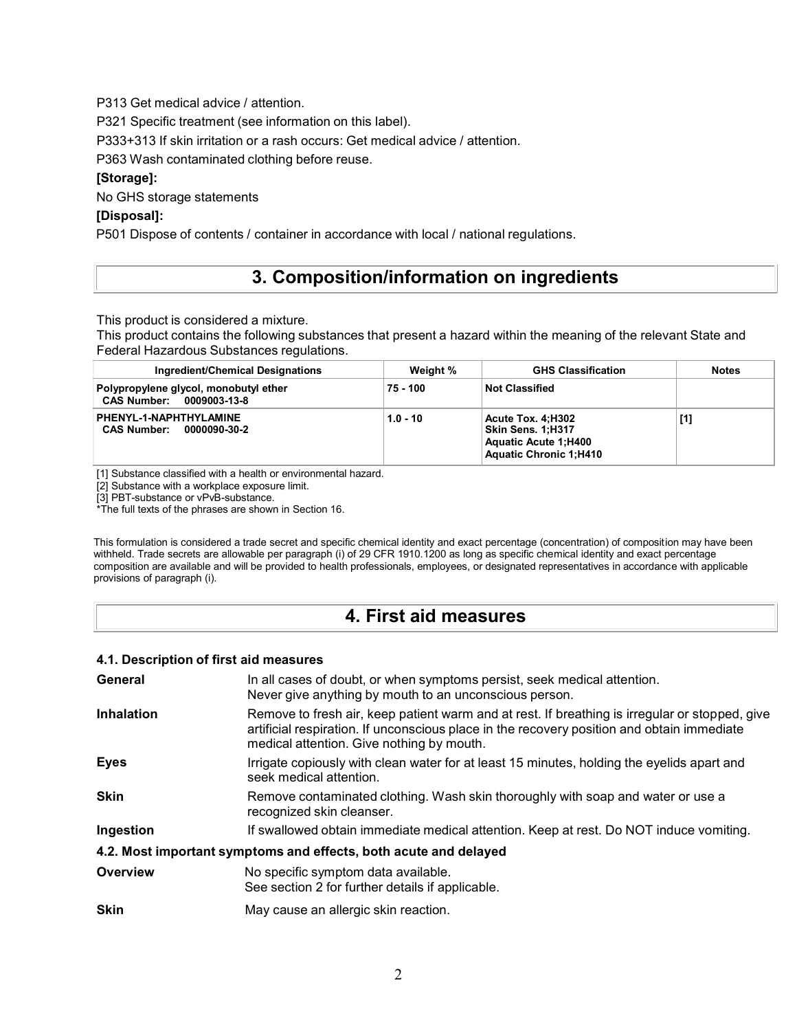P313 Get medical advice / attention.

P321 Specific treatment (see information on this label).

P333+313 If skin irritation or a rash occurs: Get medical advice / attention.

P363 Wash contaminated clothing before reuse.

**[Storage]:**

No GHS storage statements

**[Disposal]:**

P501 Dispose of contents / container in accordance with local / national regulations.

## 3. Composition/information on ingredients

This product is considered a mixture.

This product contains the following substances that present a hazard within the meaning of the relevant State and Federal Hazardous Substances regulations.

| Ingredient/Chemical Designations | Weight % | GHS Classification | Notes |
|---|---|---|---|
| **Polypropylene glycol, monobutyl ether**<br>**CAS Number: 0009003-13-8** | **75 - 100** | **Not Classified** | |
| **PHENYL-1-NAPHTHYLAMINE**<br>**CAS Number: 0000090-30-2** | **1.0 - 10** | **Acute Tox. 4;H302**<br>**Skin Sens. 1;H317**<br>**Aquatic Acute 1;H400**<br>**Aquatic Chronic 1;H410** | **[1]** |

[1] Substance classified with a health or environmental hazard.

[2] Substance with a workplace exposure limit.

[3] PBT-substance or vPvB-substance.

*The full texts of the phrases are shown in Section 16.

This formulation is considered a trade secret and specific chemical identity and exact percentage (concentration) of composition may have been withheld. Trade secrets are allowable per paragraph (i) of 29 CFR 1910.1200 as long as specific chemical identity and exact percentage composition are available and will be provided to health professionals, employees, or designated representatives in accordance with applicable provisions of paragraph (i).

## 4. First aid measures

### 4.1. Description of first aid measures

**General** In all cases of doubt, or when symptoms persist, seek medical attention. Never give anything by mouth to an unconscious person.

**Inhalation** Remove to fresh air, keep patient warm and at rest. If breathing is irregular or stopped, give artificial respiration. If unconscious place in the recovery position and obtain immediate medical attention. Give nothing by mouth.

**Eyes** Irrigate copiously with clean water for at least 15 minutes, holding the eyelids apart and seek medical attention.

**Skin** Remove contaminated clothing. Wash skin thoroughly with soap and water or use a recognized skin cleanser.

**Ingestion** If swallowed obtain immediate medical attention. Keep at rest. Do NOT induce vomiting.

### 4.2. Most important symptoms and effects, both acute and delayed

**Overview** No specific symptom data available. See section 2 for further details if applicable.

**Skin** May cause an allergic skin reaction.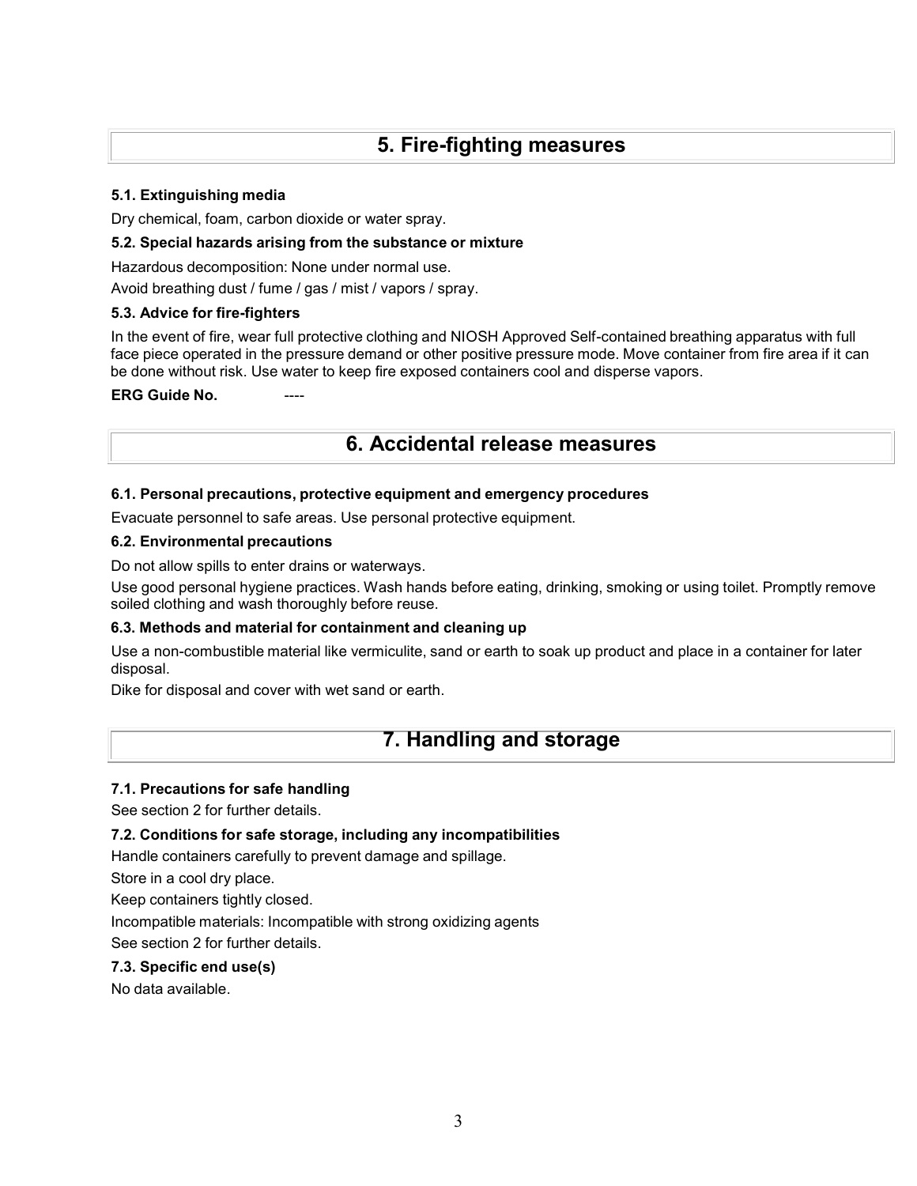## 5. Fire-fighting measures

**5.1. Extinguishing media**

Dry chemical, foam, carbon dioxide or water spray.

**5.2. Special hazards arising from the substance or mixture**

Hazardous decomposition: None under normal use.

Avoid breathing dust / fume / gas / mist / vapors / spray.

**5.3. Advice for fire-fighters**

In the event of fire, wear full protective clothing and NIOSH Approved Self-contained breathing apparatus with full face piece operated in the pressure demand or other positive pressure mode. Move container from fire area if it can be done without risk. Use water to keep fire exposed containers cool and disperse vapors.

**ERG Guide No.** ----

## 6. Accidental release measures

**6.1. Personal precautions, protective equipment and emergency procedures**

Evacuate personnel to safe areas. Use personal protective equipment.

**6.2. Environmental precautions**

Do not allow spills to enter drains or waterways.

Use good personal hygiene practices. Wash hands before eating, drinking, smoking or using toilet. Promptly remove soiled clothing and wash thoroughly before reuse.

**6.3. Methods and material for containment and cleaning up**

Use a non-combustible material like vermiculite, sand or earth to soak up product and place in a container for later disposal.

Dike for disposal and cover with wet sand or earth.

## 7. Handling and storage

**7.1. Precautions for safe handling**

See section 2 for further details.

**7.2. Conditions for safe storage, including any incompatibilities**

Handle containers carefully to prevent damage and spillage.

Store in a cool dry place.

Keep containers tightly closed.

Incompatible materials: Incompatible with strong oxidizing agents

See section 2 for further details.

**7.3. Specific end use(s)**

No data available.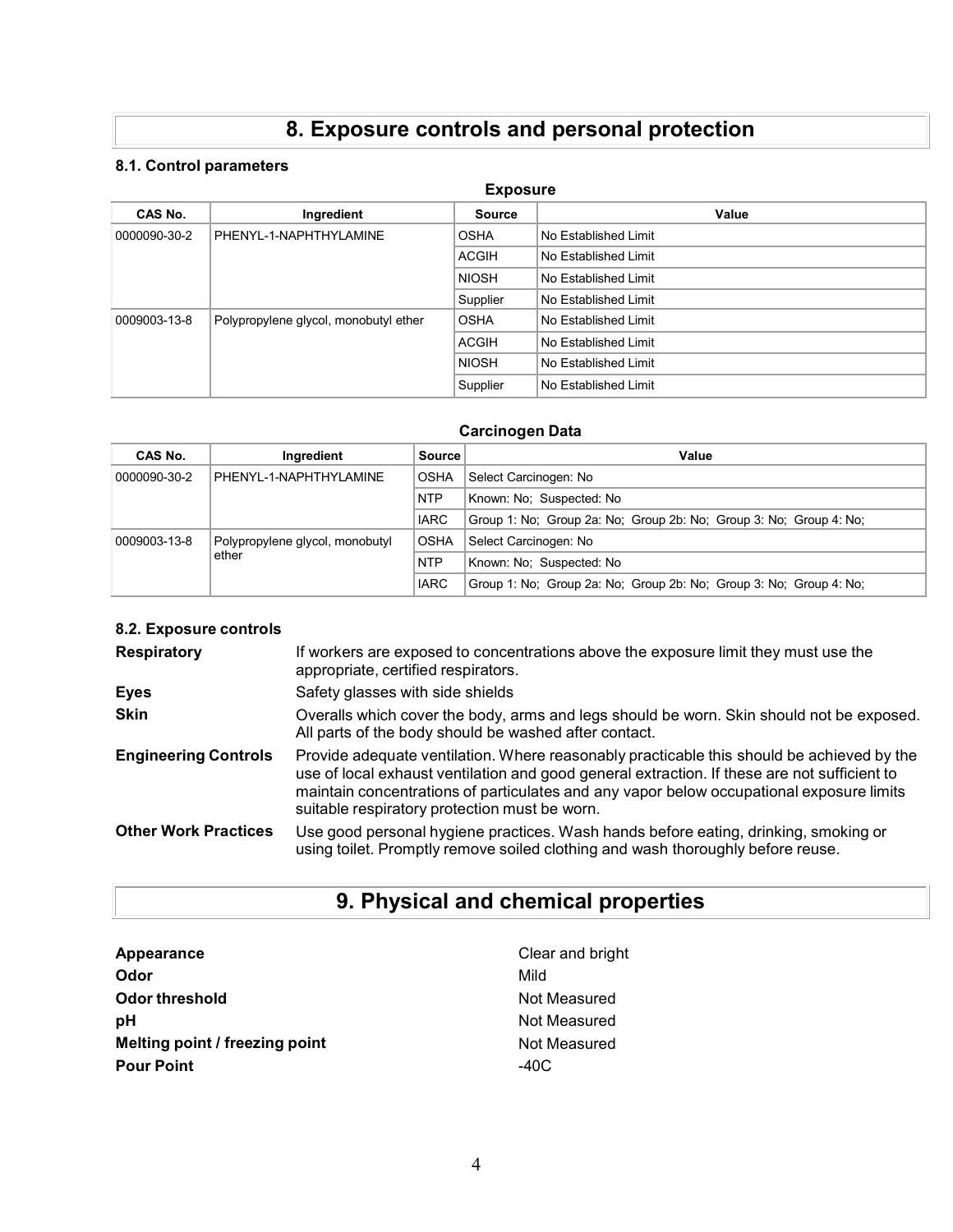# 8. Exposure controls and personal protection

### 8.1. Control parameters

**Exposure**

| CAS No. | Ingredient | Source | Value |
|---|---|---|---|
| 0000090-30-2 | PHENYL-1-NAPHTHYLAMINE | OSHA | No Established Limit |
| | | ACGIH | No Established Limit |
| | | NIOSH | No Established Limit |
| | | Supplier | No Established Limit |
| 0009003-13-8 | Polypropylene glycol, monobutyl ether | OSHA | No Established Limit |
| | | ACGIH | No Established Limit |
| | | NIOSH | No Established Limit |
| | | Supplier | No Established Limit |

**Carcinogen Data**

| CAS No. | Ingredient | Source | Value |
|---|---|---|---|
| 0000090-30-2 | PHENYL-1-NAPHTHYLAMINE | OSHA | Select Carcinogen: No |
| | | NTP | Known: No; Suspected: No |
| | | IARC | Group 1: No; Group 2a: No; Group 2b: No; Group 3: No; Group 4: No; |
| 0009003-13-8 | Polypropylene glycol, monobutyl ether | OSHA | Select Carcinogen: No |
| | | NTP | Known: No; Suspected: No |
| | | IARC | Group 1: No; Group 2a: No; Group 2b: No; Group 3: No; Group 4: No; |

### 8.2. Exposure controls

**Respiratory** If workers are exposed to concentrations above the exposure limit they must use the appropriate, certified respirators.

**Eyes** Safety glasses with side shields

**Skin** Overalls which cover the body, arms and legs should be worn. Skin should not be exposed. All parts of the body should be washed after contact.

**Engineering Controls** Provide adequate ventilation. Where reasonably practicable this should be achieved by the use of local exhaust ventilation and good general extraction. If these are not sufficient to maintain concentrations of particulates and any vapor below occupational exposure limits suitable respiratory protection must be worn.

**Other Work Practices** Use good personal hygiene practices. Wash hands before eating, drinking, smoking or using toilet. Promptly remove soiled clothing and wash thoroughly before reuse.

# 9. Physical and chemical properties

**Appearance** Clear and bright
**Odor** Mild
**Odor threshold** Not Measured
**pH** Not Measured
**Melting point / freezing point** Not Measured
**Pour Point** -40C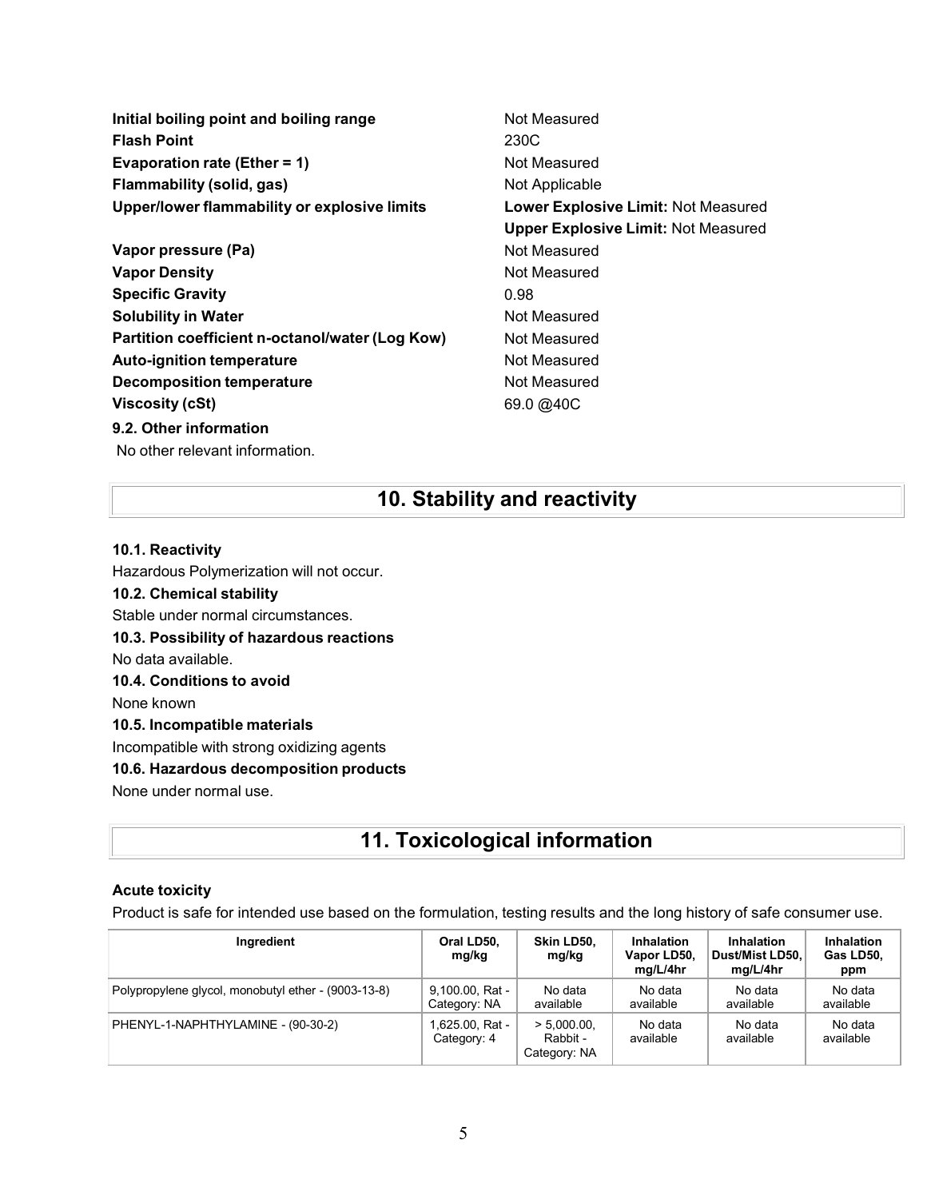| | |
|---|---|
| **Initial boiling point and boiling range** | Not Measured |
| **Flash Point** | 230C |
| **Evaporation rate (Ether = 1)** | Not Measured |
| **Flammability (solid, gas)** | Not Applicable |
| **Upper/lower flammability or explosive limits** | **Lower Explosive Limit:** Not Measured<br>**Upper Explosive Limit:** Not Measured |
| **Vapor pressure (Pa)** | Not Measured |
| **Vapor Density** | Not Measured |
| **Specific Gravity** | 0.98 |
| **Solubility in Water** | Not Measured |
| **Partition coefficient n-octanol/water (Log Kow)** | Not Measured |
| **Auto-ignition temperature** | Not Measured |
| **Decomposition temperature** | Not Measured |
| **Viscosity (cSt)** | 69.0 @40C |

**9.2. Other information**

No other relevant information.

# 10. Stability and reactivity

**10.1. Reactivity**

Hazardous Polymerization will not occur.

**10.2. Chemical stability**

Stable under normal circumstances.

**10.3. Possibility of hazardous reactions**

No data available.

**10.4. Conditions to avoid**

None known

**10.5. Incompatible materials**

Incompatible with strong oxidizing agents

**10.6. Hazardous decomposition products**

None under normal use.

# 11. Toxicological information

**Acute toxicity**

Product is safe for intended use based on the formulation, testing results and the long history of safe consumer use.

| Ingredient | Oral LD50, mg/kg | Skin LD50, mg/kg | Inhalation Vapor LD50, mg/L/4hr | Inhalation Dust/Mist LD50, mg/L/4hr | Inhalation Gas LD50, ppm |
|---|---|---|---|---|---|
| Polypropylene glycol, monobutyl ether - (9003-13-8) | 9,100.00, Rat - Category: NA | No data available | No data available | No data available | No data available |
| PHENYL-1-NAPHTHYLAMINE - (90-30-2) | 1,625.00, Rat - Category: 4 | > 5,000.00, Rabbit - Category: NA | No data available | No data available | No data available |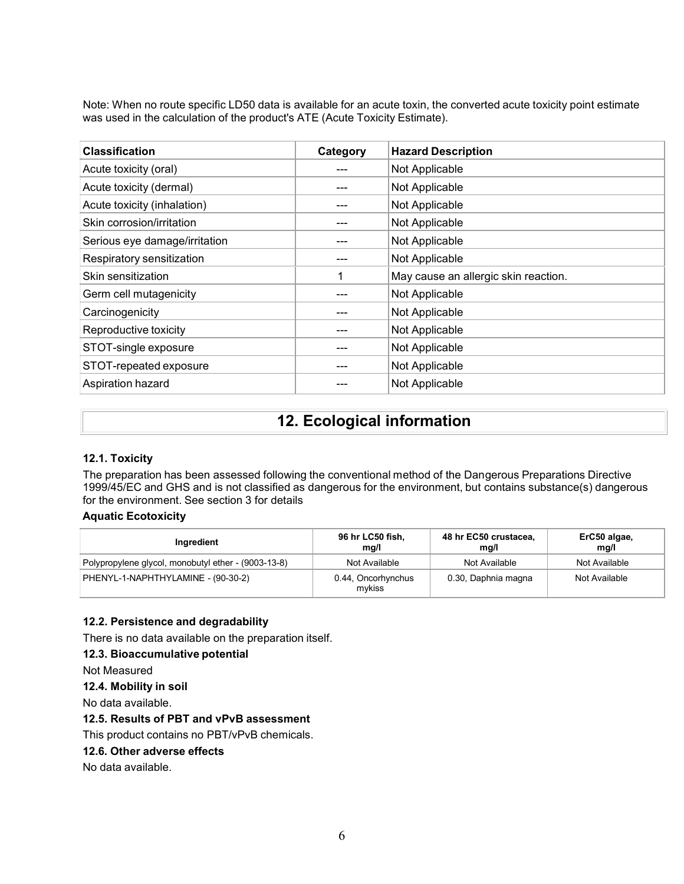Note: When no route specific LD50 data is available for an acute toxin, the converted acute toxicity point estimate was used in the calculation of the product's ATE (Acute Toxicity Estimate).

| Classification | Category | Hazard Description |
|---|---|---|
| Acute toxicity (oral) | --- | Not Applicable |
| Acute toxicity (dermal) | --- | Not Applicable |
| Acute toxicity (inhalation) | --- | Not Applicable |
| Skin corrosion/irritation | --- | Not Applicable |
| Serious eye damage/irritation | --- | Not Applicable |
| Respiratory sensitization | --- | Not Applicable |
| Skin sensitization | 1 | May cause an allergic skin reaction. |
| Germ cell mutagenicity | --- | Not Applicable |
| Carcinogenicity | --- | Not Applicable |
| Reproductive toxicity | --- | Not Applicable |
| STOT-single exposure | --- | Not Applicable |
| STOT-repeated exposure | --- | Not Applicable |
| Aspiration hazard | --- | Not Applicable |

# 12. Ecological information

### 12.1. Toxicity

The preparation has been assessed following the conventional method of the Dangerous Preparations Directive 1999/45/EC and GHS and is not classified as dangerous for the environment, but contains substance(s) dangerous for the environment. See section 3 for details

**Aquatic Ecotoxicity**

| Ingredient | 96 hr LC50 fish, mg/l | 48 hr EC50 crustacea, mg/l | ErC50 algae, mg/l |
|---|---|---|---|
| Polypropylene glycol, monobutyl ether - (9003-13-8) | Not Available | Not Available | Not Available |
| PHENYL-1-NAPHTHYLAMINE - (90-30-2) | 0.44, Oncorhynchus mykiss | 0.30, Daphnia magna | Not Available |

### 12.2. Persistence and degradability

There is no data available on the preparation itself.

### 12.3. Bioaccumulative potential

Not Measured

### 12.4. Mobility in soil

No data available.

### 12.5. Results of PBT and vPvB assessment

This product contains no PBT/vPvB chemicals.

### 12.6. Other adverse effects

No data available.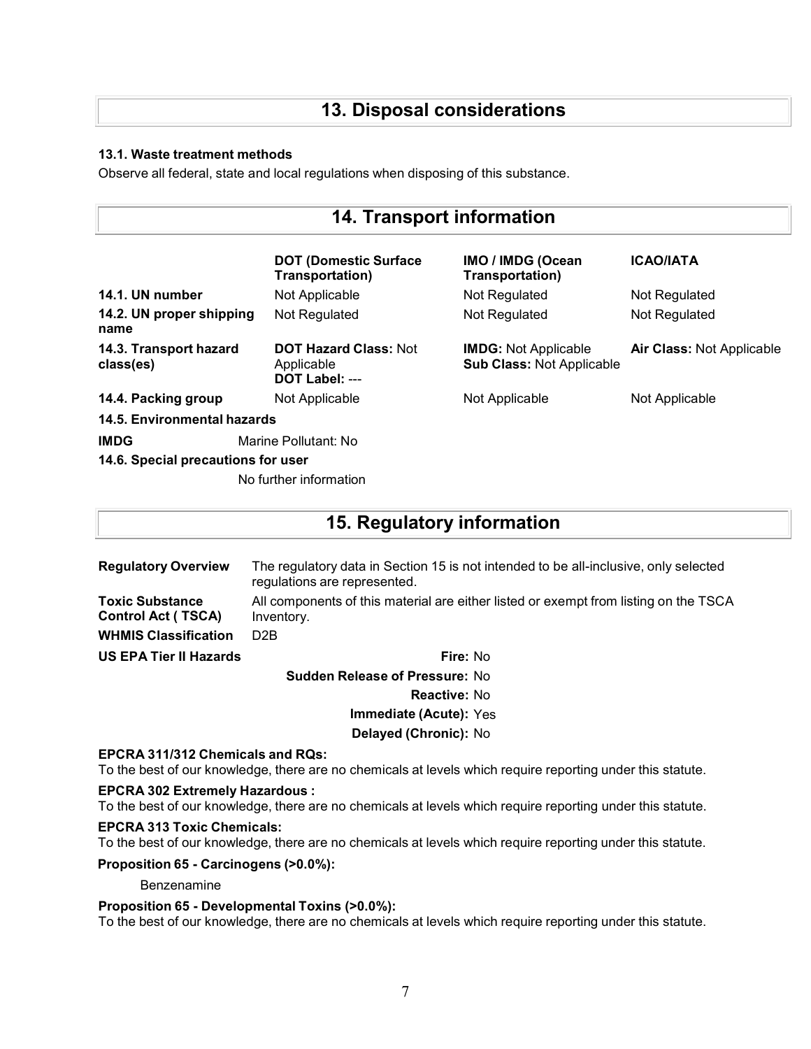## 13. Disposal considerations

### 13.1. Waste treatment methods

Observe all federal, state and local regulations when disposing of this substance.

## 14. Transport information

| | DOT (Domestic Surface Transportation) | IMO / IMDG (Ocean Transportation) | ICAO/IATA |
|---|---|---|---|
| **14.1. UN number** | Not Applicable | Not Regulated | Not Regulated |
| **14.2. UN proper shipping name** | Not Regulated | Not Regulated | Not Regulated |
| **14.3. Transport hazard class(es)** | **DOT Hazard Class:** Not Applicable<br>**DOT Label:** --- | **IMDG:** Not Applicable<br>**Sub Class:** Not Applicable | **Air Class:** Not Applicable |
| **14.4. Packing group** | Not Applicable | Not Applicable | Not Applicable |

**14.5. Environmental hazards**

**IMDG** Marine Pollutant: No

**14.6. Special precautions for user**

No further information

## 15. Regulatory information

| | |
|---|---|
| **Regulatory Overview** | The regulatory data in Section 15 is not intended to be all-inclusive, only selected regulations are represented. |
| **Toxic Substance Control Act ( TSCA)** | All components of this material are either listed or exempt from listing on the TSCA Inventory. |
| **WHMIS Classification** | D2B |

**US EPA Tier II Hazards**

**Fire:** No

**Sudden Release of Pressure:** No

**Reactive:** No

**Immediate (Acute):** Yes

**Delayed (Chronic):** No

**EPCRA 311/312 Chemicals and RQs:**

To the best of our knowledge, there are no chemicals at levels which require reporting under this statute.

**EPCRA 302 Extremely Hazardous :**

To the best of our knowledge, there are no chemicals at levels which require reporting under this statute.

**EPCRA 313 Toxic Chemicals:**

To the best of our knowledge, there are no chemicals at levels which require reporting under this statute.

**Proposition 65 - Carcinogens (>0.0%):**

Benzenamine

**Proposition 65 - Developmental Toxins (>0.0%):**

To the best of our knowledge, there are no chemicals at levels which require reporting under this statute.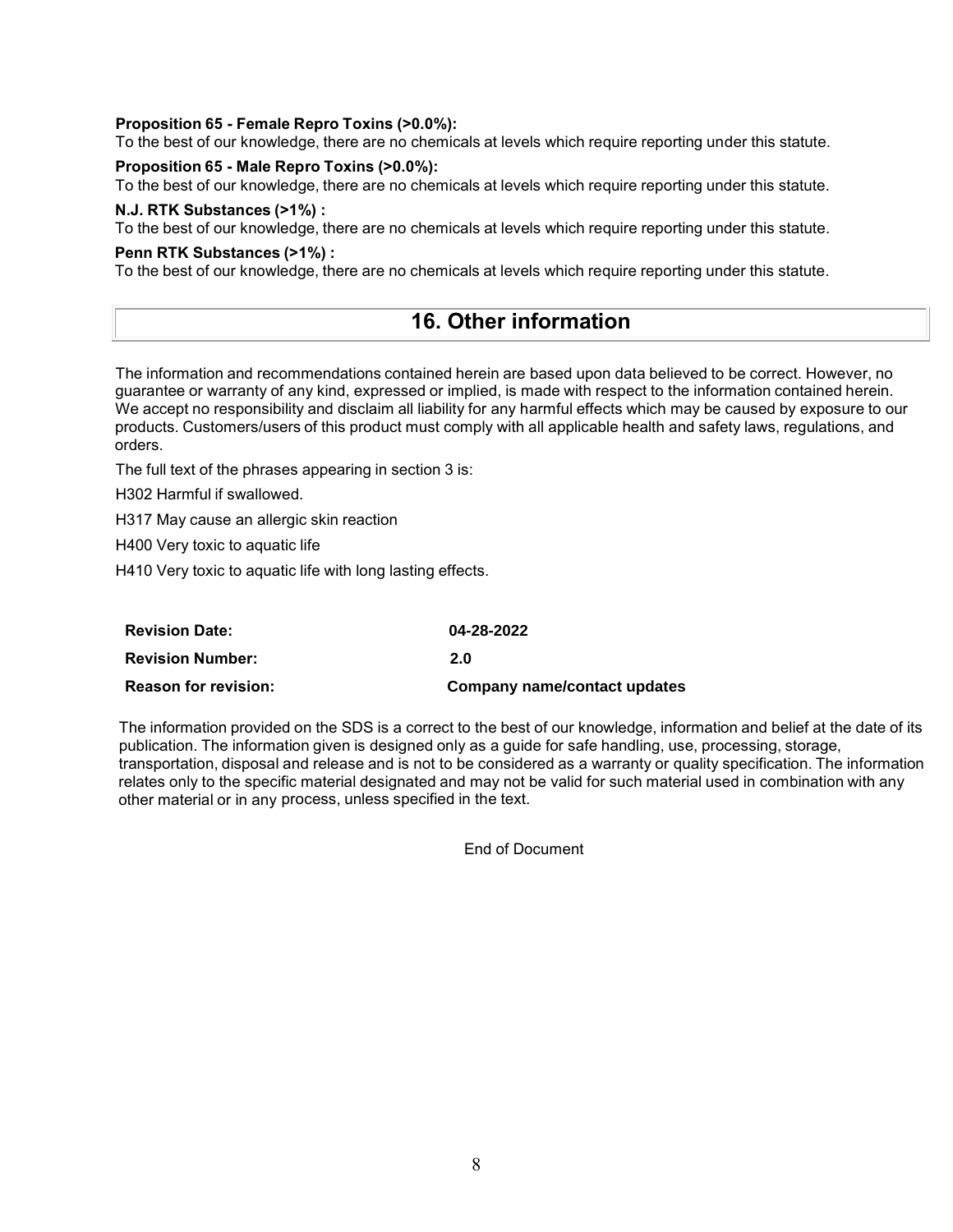**Proposition 65 - Female Repro Toxins (>0.0%):**

To the best of our knowledge, there are no chemicals at levels which require reporting under this statute.

**Proposition 65 - Male Repro Toxins (>0.0%):**

To the best of our knowledge, there are no chemicals at levels which require reporting under this statute.

**N.J. RTK Substances (>1%) :**

To the best of our knowledge, there are no chemicals at levels which require reporting under this statute.

**Penn RTK Substances (>1%) :**

To the best of our knowledge, there are no chemicals at levels which require reporting under this statute.

## 16. Other information

The information and recommendations contained herein are based upon data believed to be correct. However, no guarantee or warranty of any kind, expressed or implied, is made with respect to the information contained herein. We accept no responsibility and disclaim all liability for any harmful effects which may be caused by exposure to our products. Customers/users of this product must comply with all applicable health and safety laws, regulations, and orders.

The full text of the phrases appearing in section 3 is:

H302 Harmful if swallowed.

H317 May cause an allergic skin reaction

H400 Very toxic to aquatic life

H410 Very toxic to aquatic life with long lasting effects.

| | |
|---|---|
| **Revision Date:** | **04-28-2022** |
| **Revision Number:** | **2.0** |
| **Reason for revision:** | **Company name/contact updates** |

The information provided on the SDS is a correct to the best of our knowledge, information and belief at the date of its publication. The information given is designed only as a guide for safe handling, use, processing, storage, transportation, disposal and release and is not to be considered as a warranty or quality specification. The information relates only to the specific material designated and may not be valid for such material used in combination with any other material or in any process, unless specified in the text.

End of Document